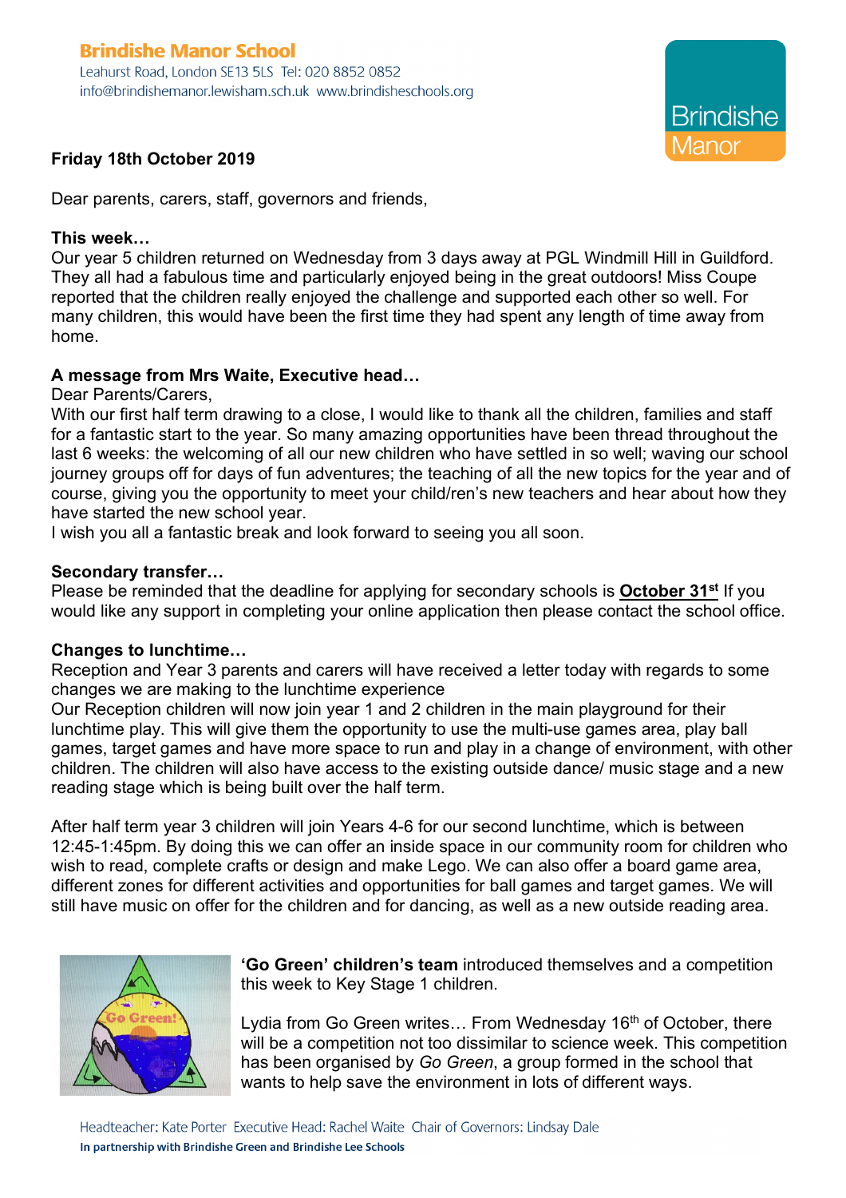**Brindishe Manor School**
Leahurst Road, London SE13 5LS Tel: 020 8852 0852
info@brindishemanor.lewisham.sch.uk www.brindisheschools.org

Brindishe Manor

**Friday 18th October 2019**

Dear parents, carers, staff, governors and friends,

**This week…**
Our year 5 children returned on Wednesday from 3 days away at PGL Windmill Hill in Guildford. They all had a fabulous time and particularly enjoyed being in the great outdoors! Miss Coupe reported that the children really enjoyed the challenge and supported each other so well. For many children, this would have been the first time they had spent any length of time away from home.

**A message from Mrs Waite, Executive head…**
Dear Parents/Carers,
With our first half term drawing to a close, I would like to thank all the children, families and staff for a fantastic start to the year. So many amazing opportunities have been thread throughout the last 6 weeks: the welcoming of all our new children who have settled in so well; waving our school journey groups off for days of fun adventures; the teaching of all the new topics for the year and of course, giving you the opportunity to meet your child/ren's new teachers and hear about how they have started the new school year.
I wish you all a fantastic break and look forward to seeing you all soon.

**Secondary transfer…**
Please be reminded that the deadline for applying for secondary schools is **October 31st** If you would like any support in completing your online application then please contact the school office.

**Changes to lunchtime…**
Reception and Year 3 parents and carers will have received a letter today with regards to some changes we are making to the lunchtime experience
Our Reception children will now join year 1 and 2 children in the main playground for their lunchtime play. This will give them the opportunity to use the multi-use games area, play ball games, target games and have more space to run and play in a change of environment, with other children. The children will also have access to the existing outside dance/ music stage and a new reading stage which is being built over the half term.

After half term year 3 children will join Years 4-6 for our second lunchtime, which is between 12:45-1:45pm. By doing this we can offer an inside space in our community room for children who wish to read, complete crafts or design and make Lego. We can also offer a board game area, different zones for different activities and opportunities for ball games and target games. We will still have music on offer for the children and for dancing, as well as a new outside reading area.

**'Go Green' children's team** introduced themselves and a competition this week to Key Stage 1 children.

Lydia from Go Green writes… From Wednesday 16th of October, there will be a competition not too dissimilar to science week. This competition has been organised by *Go Green*, a group formed in the school that wants to help save the environment in lots of different ways.

Headteacher: Kate Porter Executive Head: Rachel Waite Chair of Governors: Lindsay Dale
**In partnership with Brindishe Green and Brindishe Lee Schools**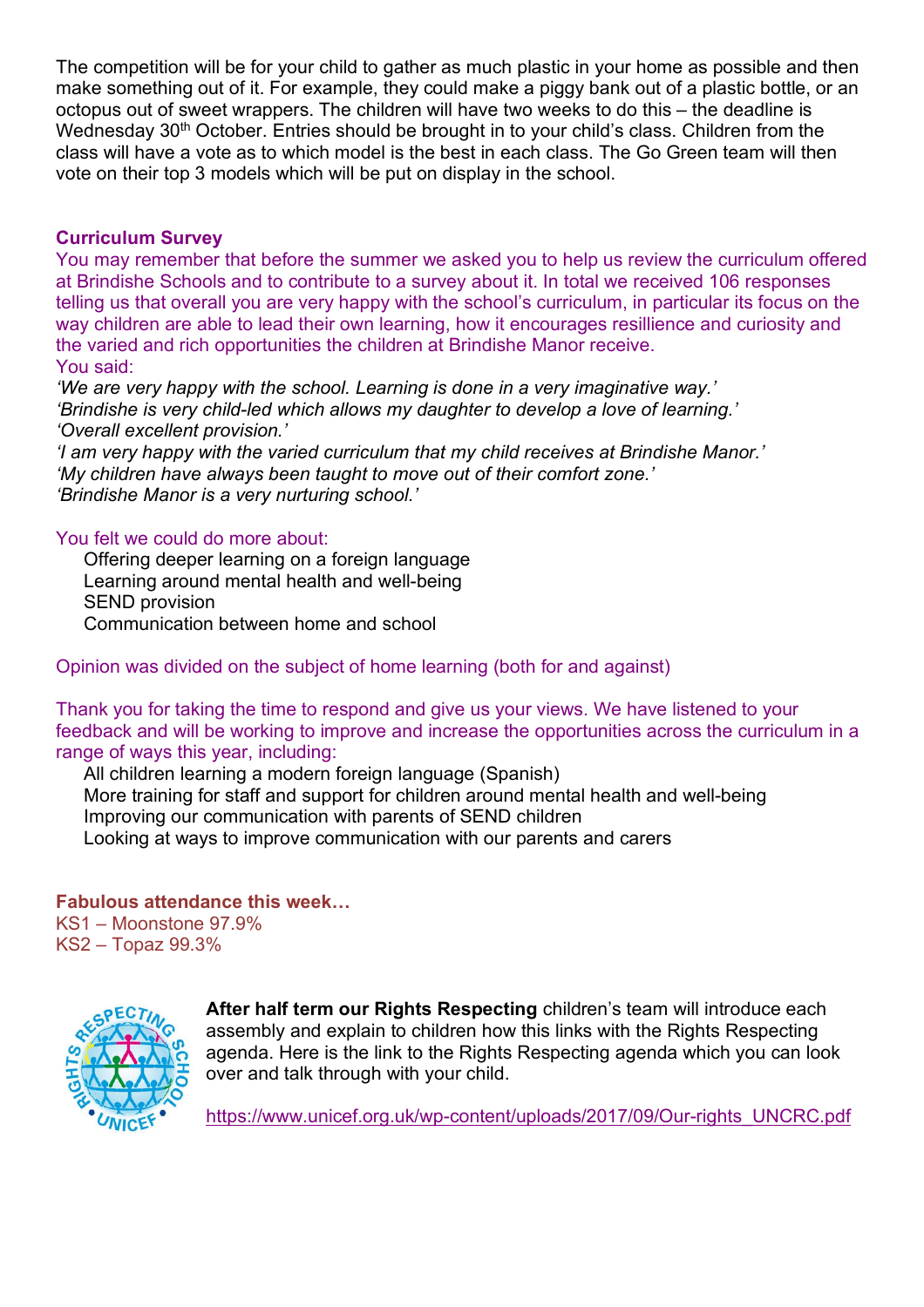The competition will be for your child to gather as much plastic in your home as possible and then make something out of it. For example, they could make a piggy bank out of a plastic bottle, or an octopus out of sweet wrappers. The children will have two weeks to do this – the deadline is Wednesday 30th October. Entries should be brought in to your child's class. Children from the class will have a vote as to which model is the best in each class. The Go Green team will then vote on their top 3 models which will be put on display in the school.

**Curriculum Survey**

You may remember that before the summer we asked you to help us review the curriculum offered at Brindishe Schools and to contribute to a survey about it. In total we received 106 responses telling us that overall you are very happy with the school's curriculum, in particular its focus on the way children are able to lead their own learning, how it encourages resillience and curiosity and the varied and rich opportunities the children at Brindishe Manor receive.

You said:

*'We are very happy with the school. Learning is done in a very imaginative way.'*
*'Brindishe is very child-led which allows my daughter to develop a love of learning.'*
*'Overall excellent provision.'*
*'I am very happy with the varied curriculum that my child receives at Brindishe Manor.'*
*'My children have always been taught to move out of their comfort zone.'*
*'Brindishe Manor is a very nurturing school.'*

You felt we could do more about:

- Offering deeper learning on a foreign language
- Learning around mental health and well-being
- SEND provision
- Communication between home and school

Opinion was divided on the subject of home learning (both for and against)

Thank you for taking the time to respond and give us your views. We have listened to your feedback and will be working to improve and increase the opportunities across the curriculum in a range of ways this year, including:

- All children learning a modern foreign language (Spanish)
- More training for staff and support for children around mental health and well-being
- Improving our communication with parents of SEND children
- Looking at ways to improve communication with our parents and carers

**Fabulous attendance this week…**

KS1 – Moonstone 97.9%
KS2 – Topaz 99.3%

**After half term our Rights Respecting** children's team will introduce each assembly and explain to children how this links with the Rights Respecting agenda. Here is the link to the Rights Respecting agenda which you can look over and talk through with your child.

https://www.unicef.org.uk/wp-content/uploads/2017/09/Our-rights_UNCRC.pdf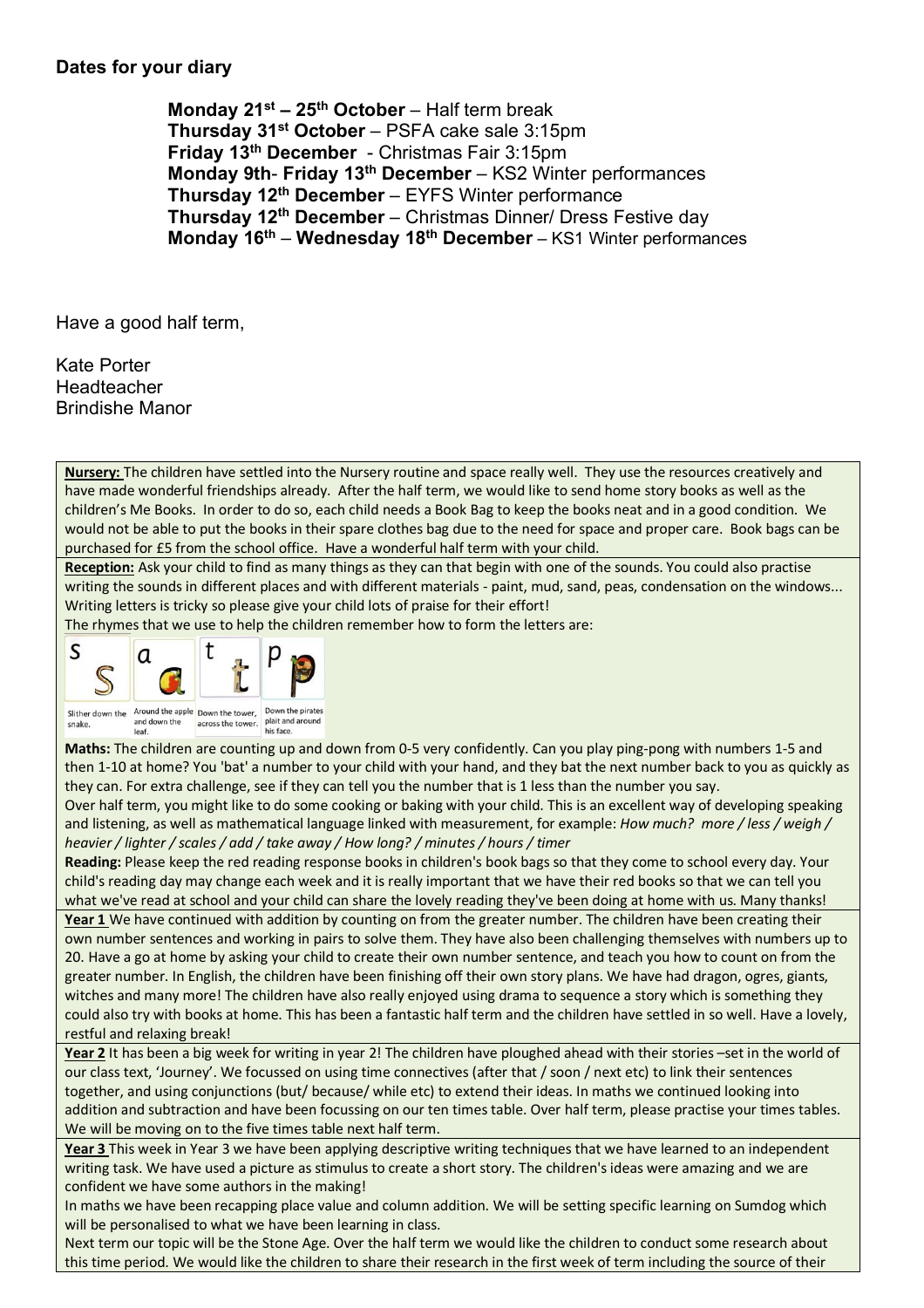**Dates for your diary**

**Monday 21st – 25th October** – Half term break
**Thursday 31st October** – PSFA cake sale 3:15pm
**Friday 13th December** - Christmas Fair 3:15pm
**Monday 9th**- **Friday 13th December** – KS2 Winter performances
**Thursday 12th December** – EYFS Winter performance
**Thursday 12th December** – Christmas Dinner/ Dress Festive day
**Monday 16th** – **Wednesday 18th December** – KS1 Winter performances

Have a good half term,

Kate Porter
Headteacher
Brindishe Manor

**Nursery:** The children have settled into the Nursery routine and space really well. They use the resources creatively and have made wonderful friendships already. After the half term, we would like to send home story books as well as the children's Me Books. In order to do so, each child needs a Book Bag to keep the books neat and in a good condition. We would not be able to put the books in their spare clothes bag due to the need for space and proper care. Book bags can be purchased for £5 from the school office. Have a wonderful half term with your child.

**Reception:** Ask your child to find as many things as they can that begin with one of the sounds. You could also practise writing the sounds in different places and with different materials - paint, mud, sand, peas, condensation on the windows... Writing letters is tricky so please give your child lots of praise for their effort!

The rhymes that we use to help the children remember how to form the letters are:

| s | a | t | p |
|---|---|---|---|
| Slither down the snake. | Around the apple and down the leaf. | Down the tower, across the tower. | Down the pirates plait and around his face. |

**Maths:** The children are counting up and down from 0-5 very confidently. Can you play ping-pong with numbers 1-5 and then 1-10 at home? You 'bat' a number to your child with your hand, and they bat the next number back to you as quickly as they can. For extra challenge, see if they can tell you the number that is 1 less than the number you say.

Over half term, you might like to do some cooking or baking with your child. This is an excellent way of developing speaking and listening, as well as mathematical language linked with measurement, for example: *How much? more / less / weigh / heavier / lighter / scales / add / take away / How long? / minutes / hours / timer*

**Reading:** Please keep the red reading response books in children's book bags so that they come to school every day. Your child's reading day may change each week and it is really important that we have their red books so that we can tell you what we've read at school and your child can share the lovely reading they've been doing at home with us. Many thanks!

**Year 1** We have continued with addition by counting on from the greater number. The children have been creating their own number sentences and working in pairs to solve them. They have also been challenging themselves with numbers up to 20. Have a go at home by asking your child to create their own number sentence, and teach you how to count on from the greater number. In English, the children have been finishing off their own story plans. We have had dragon, ogres, giants, witches and many more! The children have also really enjoyed using drama to sequence a story which is something they could also try with books at home. This has been a fantastic half term and the children have settled in so well. Have a lovely, restful and relaxing break!

**Year 2** It has been a big week for writing in year 2! The children have ploughed ahead with their stories –set in the world of our class text, 'Journey'. We focussed on using time connectives (after that / soon / next etc) to link their sentences together, and using conjunctions (but/ because/ while etc) to extend their ideas. In maths we continued looking into addition and subtraction and have been focussing on our ten times table. Over half term, please practise your times tables. We will be moving on to the five times table next half term.

**Year 3** This week in Year 3 we have been applying descriptive writing techniques that we have learned to an independent writing task. We have used a picture as stimulus to create a short story. The children's ideas were amazing and we are confident we have some authors in the making!

In maths we have been recapping place value and column addition. We will be setting specific learning on Sumdog which will be personalised to what we have been learning in class.

Next term our topic will be the Stone Age. Over the half term we would like the children to conduct some research about this time period. We would like the children to share their research in the first week of term including the source of their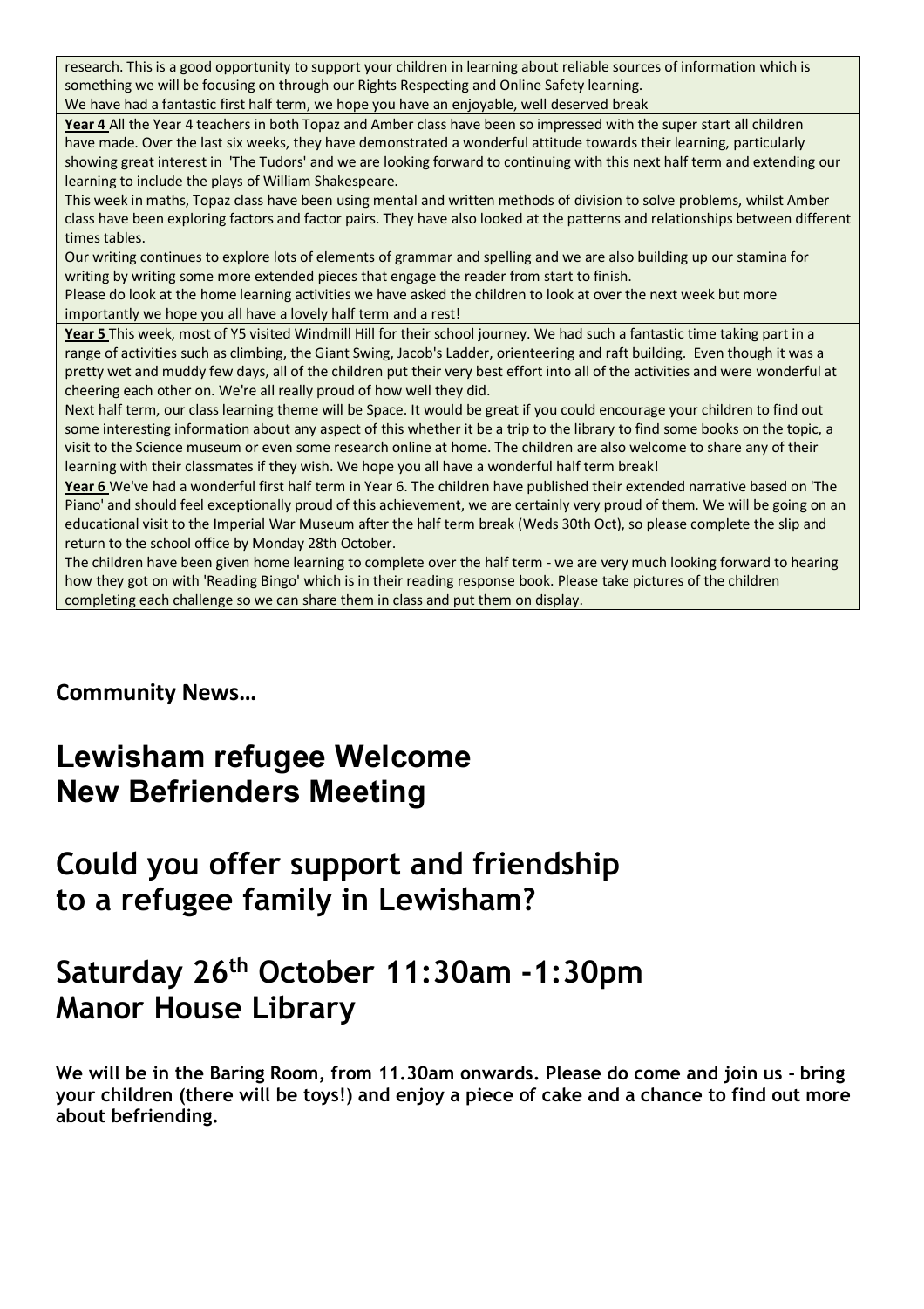research. This is a good opportunity to support your children in learning about reliable sources of information which is something we will be focusing on through our Rights Respecting and Online Safety learning.
We have had a fantastic first half term, we hope you have an enjoyable, well deserved break

**Year 4** All the Year 4 teachers in both Topaz and Amber class have been so impressed with the super start all children have made. Over the last six weeks, they have demonstrated a wonderful attitude towards their learning, particularly showing great interest in 'The Tudors' and we are looking forward to continuing with this next half term and extending our learning to include the plays of William Shakespeare.
This week in maths, Topaz class have been using mental and written methods of division to solve problems, whilst Amber class have been exploring factors and factor pairs. They have also looked at the patterns and relationships between different times tables.
Our writing continues to explore lots of elements of grammar and spelling and we are also building up our stamina for writing by writing some more extended pieces that engage the reader from start to finish.
Please do look at the home learning activities we have asked the children to look at over the next week but more importantly we hope you all have a lovely half term and a rest!

**Year 5** This week, most of Y5 visited Windmill Hill for their school journey. We had such a fantastic time taking part in a range of activities such as climbing, the Giant Swing, Jacob's Ladder, orienteering and raft building. Even though it was a pretty wet and muddy few days, all of the children put their very best effort into all of the activities and were wonderful at cheering each other on. We're all really proud of how well they did.
Next half term, our class learning theme will be Space. It would be great if you could encourage your children to find out some interesting information about any aspect of this whether it be a trip to the library to find some books on the topic, a visit to the Science museum or even some research online at home. The children are also welcome to share any of their learning with their classmates if they wish. We hope you all have a wonderful half term break!

**Year 6** We've had a wonderful first half term in Year 6. The children have published their extended narrative based on 'The Piano' and should feel exceptionally proud of this achievement, we are certainly very proud of them. We will be going on an educational visit to the Imperial War Museum after the half term break (Weds 30th Oct), so please complete the slip and return to the school office by Monday 28th October.
The children have been given home learning to complete over the half term - we are very much looking forward to hearing how they got on with 'Reading Bingo' which is in their reading response book. Please take pictures of the children completing each challenge so we can share them in class and put them on display.

**Community News…**

# Lewisham refugee Welcome
# New Befrienders Meeting

## Could you offer support and friendship to a refugee family in Lewisham?

## Saturday 26th October 11:30am -1:30pm
## Manor House Library

**We will be in the Baring Room, from 11.30am onwards. Please do come and join us - bring your children (there will be toys!) and enjoy a piece of cake and a chance to find out more about befriending.**